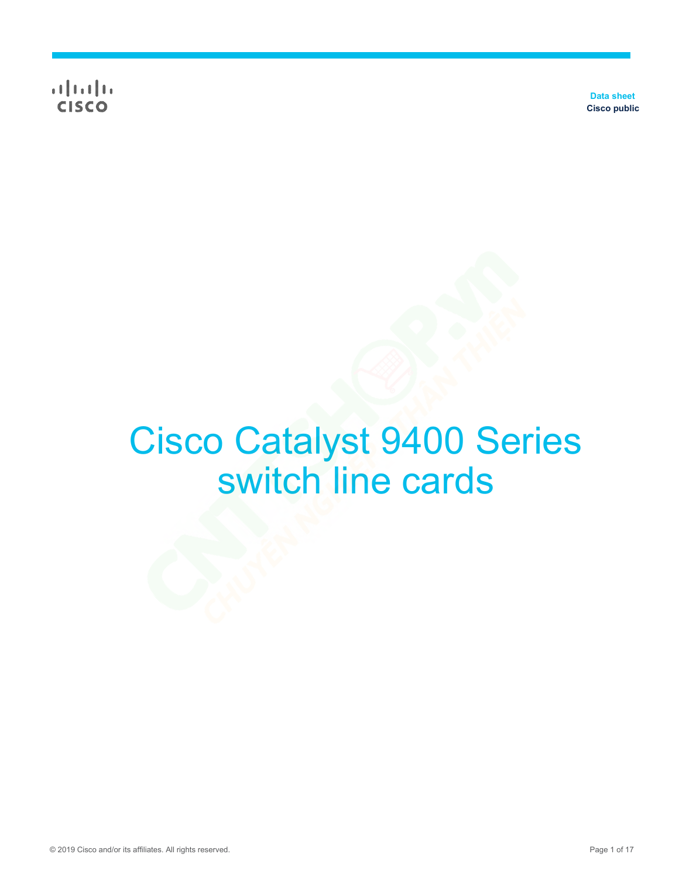Data sheet
Cisco public

# Cisco Catalyst 9400 Series switch line cards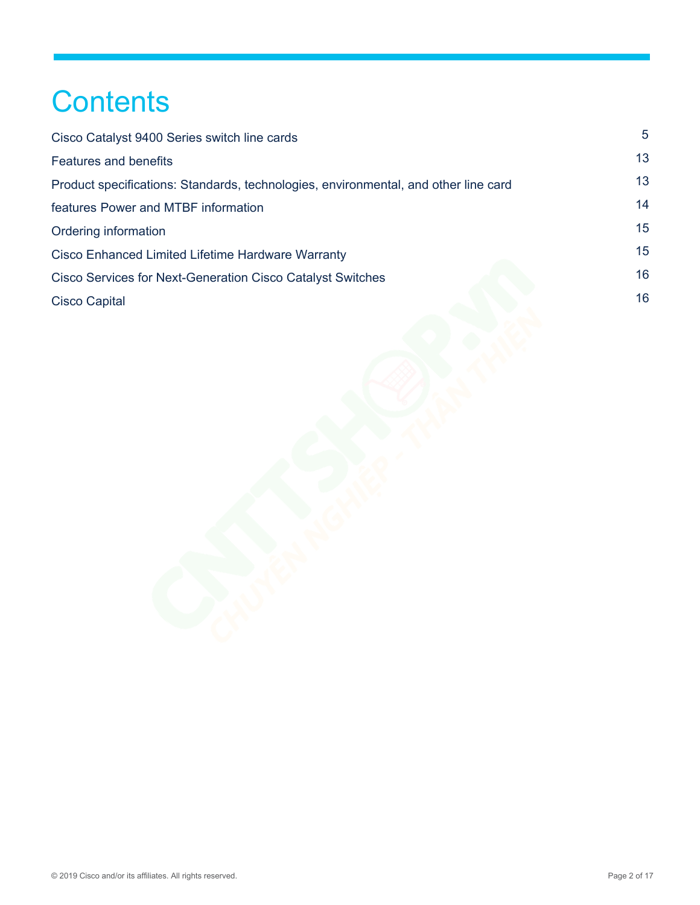# Contents

| | |
|---|---|
| Cisco Catalyst 9400 Series switch line cards | 5 |
| Features and benefits | 13 |
| Product specifications: Standards, technologies, environmental, and other line card | 13 |
| features Power and MTBF information | 14 |
| Ordering information | 15 |
| Cisco Enhanced Limited Lifetime Hardware Warranty | 15 |
| Cisco Services for Next-Generation Cisco Catalyst Switches | 16 |
| Cisco Capital | 16 |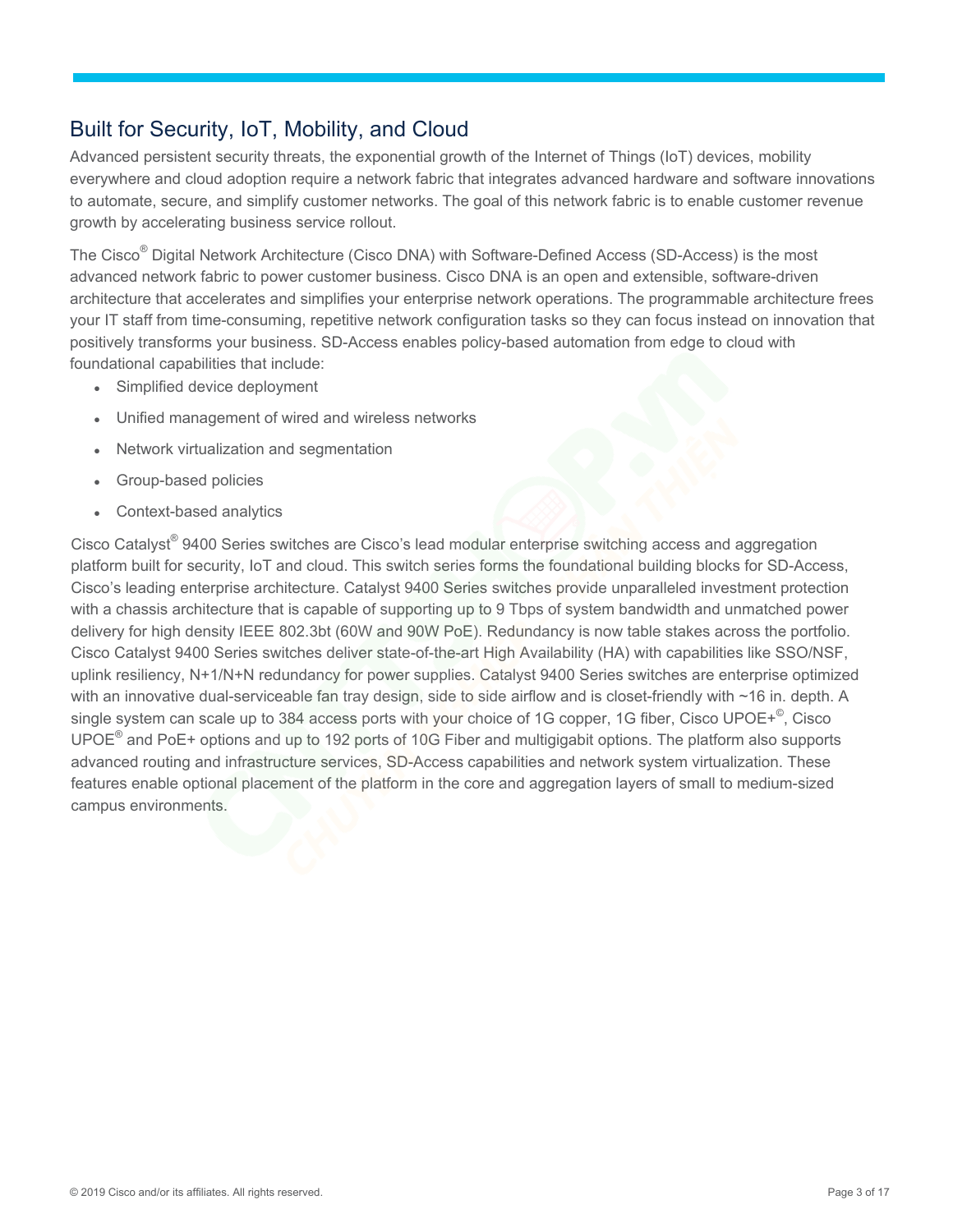## Built for Security, IoT, Mobility, and Cloud

Advanced persistent security threats, the exponential growth of the Internet of Things (IoT) devices, mobility everywhere and cloud adoption require a network fabric that integrates advanced hardware and software innovations to automate, secure, and simplify customer networks. The goal of this network fabric is to enable customer revenue growth by accelerating business service rollout.

The Cisco® Digital Network Architecture (Cisco DNA) with Software-Defined Access (SD-Access) is the most advanced network fabric to power customer business. Cisco DNA is an open and extensible, software-driven architecture that accelerates and simplifies your enterprise network operations. The programmable architecture frees your IT staff from time-consuming, repetitive network configuration tasks so they can focus instead on innovation that positively transforms your business. SD-Access enables policy-based automation from edge to cloud with foundational capabilities that include:

- Simplified device deployment
- Unified management of wired and wireless networks
- Network virtualization and segmentation
- Group-based policies
- Context-based analytics

Cisco Catalyst® 9400 Series switches are Cisco's lead modular enterprise switching access and aggregation platform built for security, IoT and cloud. This switch series forms the foundational building blocks for SD-Access, Cisco's leading enterprise architecture. Catalyst 9400 Series switches provide unparalleled investment protection with a chassis architecture that is capable of supporting up to 9 Tbps of system bandwidth and unmatched power delivery for high density IEEE 802.3bt (60W and 90W PoE). Redundancy is now table stakes across the portfolio. Cisco Catalyst 9400 Series switches deliver state-of-the-art High Availability (HA) with capabilities like SSO/NSF, uplink resiliency, N+1/N+N redundancy for power supplies. Catalyst 9400 Series switches are enterprise optimized with an innovative dual-serviceable fan tray design, side to side airflow and is closet-friendly with ~16 in. depth. A single system can scale up to 384 access ports with your choice of 1G copper, 1G fiber, Cisco UPOE+©, Cisco UPOE® and PoE+ options and up to 192 ports of 10G Fiber and multigigabit options. The platform also supports advanced routing and infrastructure services, SD-Access capabilities and network system virtualization. These features enable optional placement of the platform in the core and aggregation layers of small to medium-sized campus environments.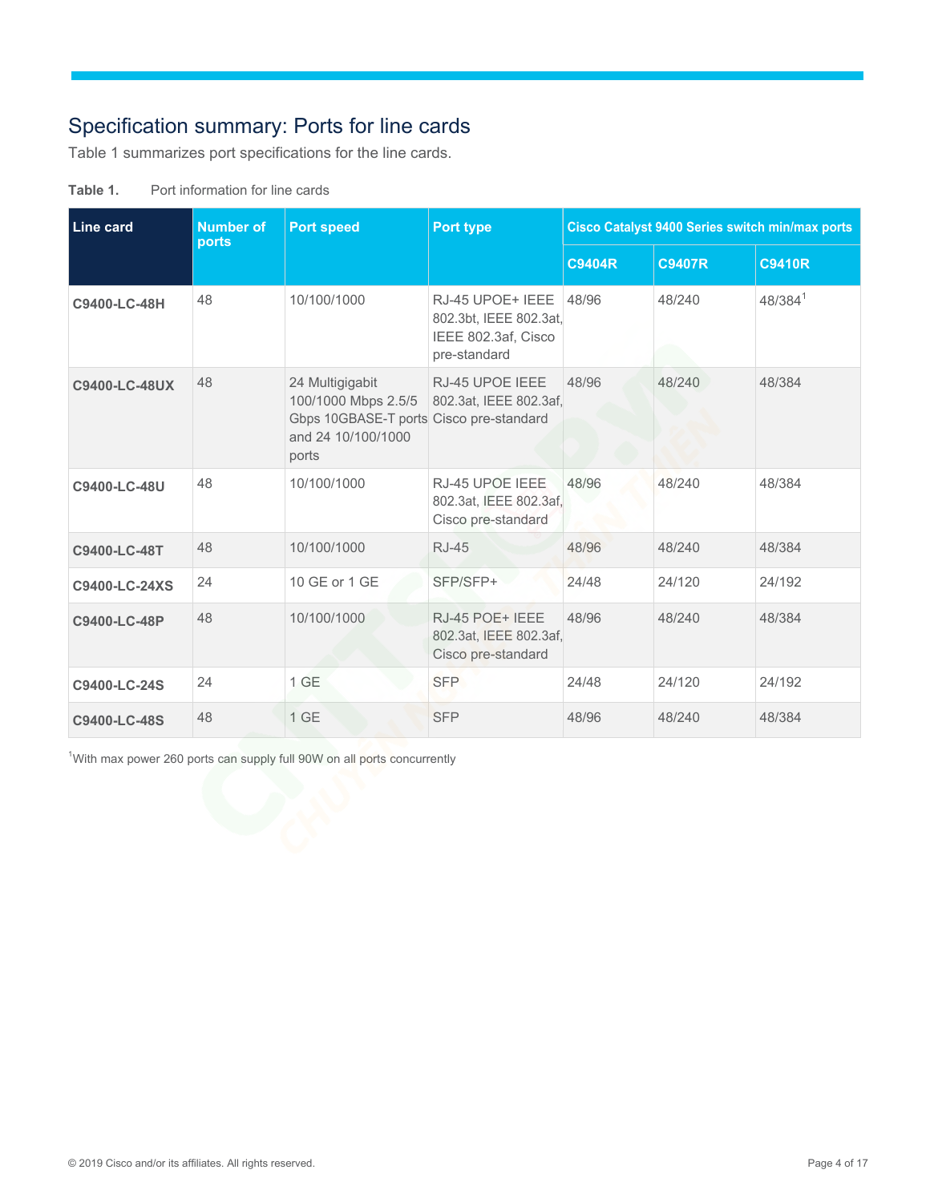## Specification summary: Ports for line cards

Table 1 summarizes port specifications for the line cards.

**Table 1.** Port information for line cards

| Line card | Number of ports | Port speed | Port type | Cisco Catalyst 9400 Series switch min/max ports | | |
|---|---|---|---|---|---|---|
| | | | | C9404R | C9407R | C9410R |
| **C9400-LC-48H** | 48 | 10/100/1000 | RJ-45 UPOE+ IEEE 802.3bt, IEEE 802.3at, IEEE 802.3af, Cisco pre-standard | 48/96 | 48/240 | 48/384[1] |
| **C9400-LC-48UX** | 48 | 24 Multigigabit 100/1000 Mbps 2.5/5 Gbps 10GBASE-T ports and 24 10/100/1000 ports | RJ-45 UPOE IEEE 802.3at, IEEE 802.3af, Cisco pre-standard | 48/96 | 48/240 | 48/384 |
| **C9400-LC-48U** | 48 | 10/100/1000 | RJ-45 UPOE IEEE 802.3at, IEEE 802.3af, Cisco pre-standard | 48/96 | 48/240 | 48/384 |
| **C9400-LC-48T** | 48 | 10/100/1000 | RJ-45 | 48/96 | 48/240 | 48/384 |
| **C9400-LC-24XS** | 24 | 10 GE or 1 GE | SFP/SFP+ | 24/48 | 24/120 | 24/192 |
| **C9400-LC-48P** | 48 | 10/100/1000 | RJ-45 POE+ IEEE 802.3at, IEEE 802.3af, Cisco pre-standard | 48/96 | 48/240 | 48/384 |
| **C9400-LC-24S** | 24 | 1 GE | SFP | 24/48 | 24/120 | 24/192 |
| **C9400-LC-48S** | 48 | 1 GE | SFP | 48/96 | 48/240 | 48/384 |

[1] With max power 260 ports can supply full 90W on all ports concurrently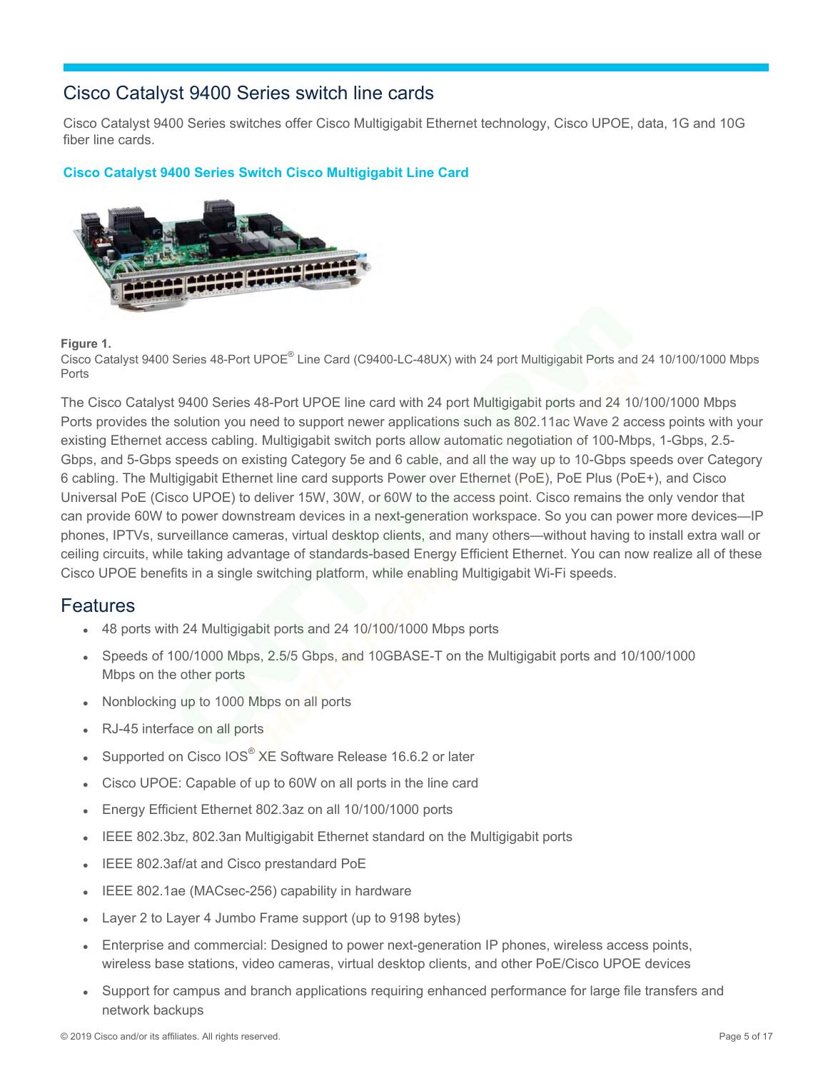## Cisco Catalyst 9400 Series switch line cards

Cisco Catalyst 9400 Series switches offer Cisco Multigigabit Ethernet technology, Cisco UPOE, data, 1G and 10G fiber line cards.

### Cisco Catalyst 9400 Series Switch Cisco Multigigabit Line Card

**Figure 1.**
Cisco Catalyst 9400 Series 48-Port UPOE® Line Card (C9400-LC-48UX) with 24 port Multigigabit Ports and 24 10/100/1000 Mbps Ports

The Cisco Catalyst 9400 Series 48-Port UPOE line card with 24 port Multigigabit ports and 24 10/100/1000 Mbps Ports provides the solution you need to support newer applications such as 802.11ac Wave 2 access points with your existing Ethernet access cabling. Multigigabit switch ports allow automatic negotiation of 100-Mbps, 1-Gbps, 2.5-Gbps, and 5-Gbps speeds on existing Category 5e and 6 cable, and all the way up to 10-Gbps speeds over Category 6 cabling. The Multigigabit Ethernet line card supports Power over Ethernet (PoE), PoE Plus (PoE+), and Cisco Universal PoE (Cisco UPOE) to deliver 15W, 30W, or 60W to the access point. Cisco remains the only vendor that can provide 60W to power downstream devices in a next-generation workspace. So you can power more devices—IP phones, IPTVs, surveillance cameras, virtual desktop clients, and many others—without having to install extra wall or ceiling circuits, while taking advantage of standards-based Energy Efficient Ethernet. You can now realize all of these Cisco UPOE benefits in a single switching platform, while enabling Multigigabit Wi-Fi speeds.

## Features

- 48 ports with 24 Multigigabit ports and 24 10/100/1000 Mbps ports
- Speeds of 100/1000 Mbps, 2.5/5 Gbps, and 10GBASE-T on the Multigigabit ports and 10/100/1000 Mbps on the other ports
- Nonblocking up to 1000 Mbps on all ports
- RJ-45 interface on all ports
- Supported on Cisco IOS® XE Software Release 16.6.2 or later
- Cisco UPOE: Capable of up to 60W on all ports in the line card
- Energy Efficient Ethernet 802.3az on all 10/100/1000 ports
- IEEE 802.3bz, 802.3an Multigigabit Ethernet standard on the Multigigabit ports
- IEEE 802.3af/at and Cisco prestandard PoE
- IEEE 802.1ae (MACsec-256) capability in hardware
- Layer 2 to Layer 4 Jumbo Frame support (up to 9198 bytes)
- Enterprise and commercial: Designed to power next-generation IP phones, wireless access points, wireless base stations, video cameras, virtual desktop clients, and other PoE/Cisco UPOE devices
- Support for campus and branch applications requiring enhanced performance for large file transfers and network backups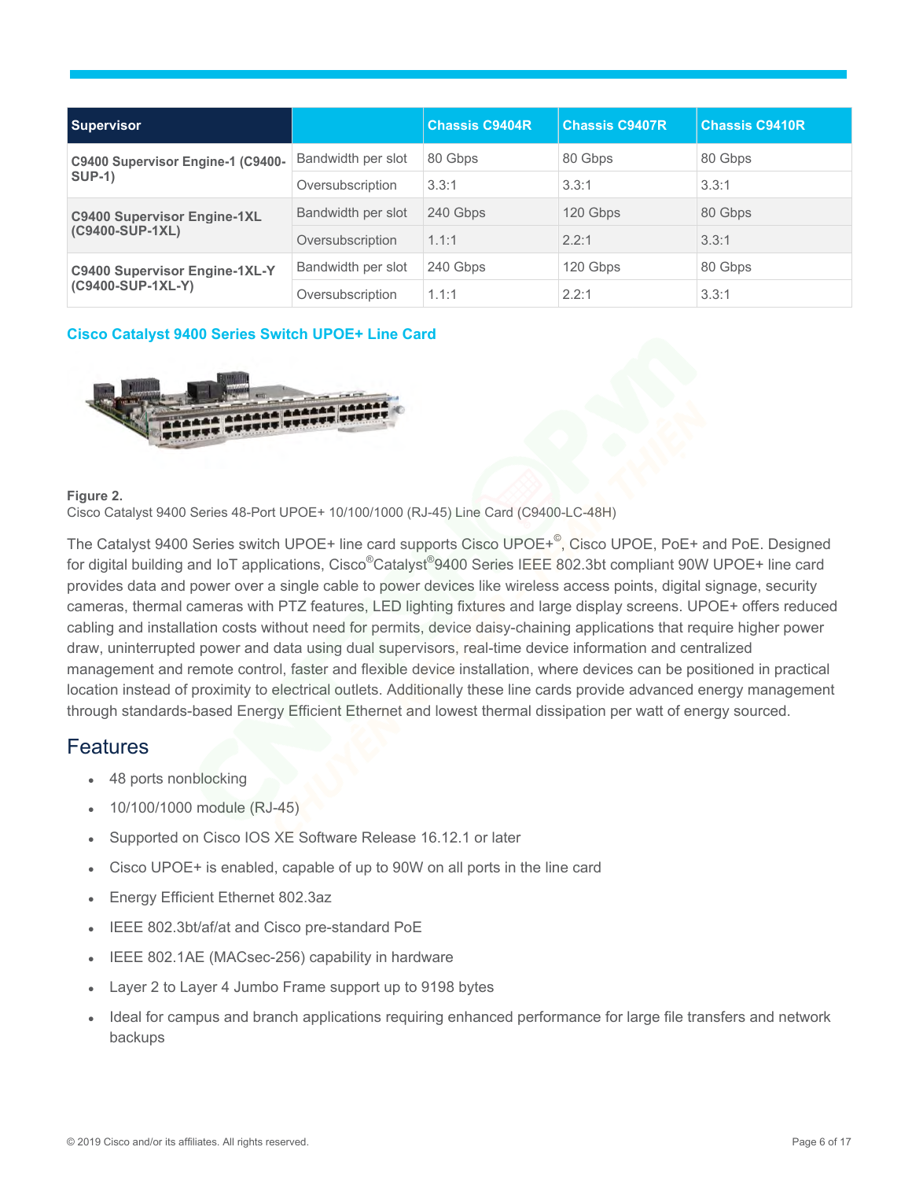| Supervisor | | Chassis C9404R | Chassis C9407R | Chassis C9410R |
|---|---|---|---|---|
| **C9400 Supervisor Engine-1 (C9400-SUP-1)** | Bandwidth per slot | 80 Gbps | 80 Gbps | 80 Gbps |
| | Oversubscription | 3.3:1 | 3.3:1 | 3.3:1 |
| **C9400 Supervisor Engine-1XL (C9400-SUP-1XL)** | Bandwidth per slot | 240 Gbps | 120 Gbps | 80 Gbps |
| | Oversubscription | 1.1:1 | 2.2:1 | 3.3:1 |
| **C9400 Supervisor Engine-1XL-Y (C9400-SUP-1XL-Y)** | Bandwidth per slot | 240 Gbps | 120 Gbps | 80 Gbps |
| | Oversubscription | 1.1:1 | 2.2:1 | 3.3:1 |

### Cisco Catalyst 9400 Series Switch UPOE+ Line Card

**Figure 2.**
Cisco Catalyst 9400 Series 48-Port UPOE+ 10/100/1000 (RJ-45) Line Card (C9400-LC-48H)

The Catalyst 9400 Series switch UPOE+ line card supports Cisco UPOE+©, Cisco UPOE, PoE+ and PoE. Designed for digital building and IoT applications, Cisco®Catalyst®9400 Series IEEE 802.3bt compliant 90W UPOE+ line card provides data and power over a single cable to power devices like wireless access points, digital signage, security cameras, thermal cameras with PTZ features, LED lighting fixtures and large display screens. UPOE+ offers reduced cabling and installation costs without need for permits, device daisy-chaining applications that require higher power draw, uninterrupted power and data using dual supervisors, real-time device information and centralized management and remote control, faster and flexible device installation, where devices can be positioned in practical location instead of proximity to electrical outlets. Additionally these line cards provide advanced energy management through standards-based Energy Efficient Ethernet and lowest thermal dissipation per watt of energy sourced.

## Features

- 48 ports nonblocking
- 10/100/1000 module (RJ-45)
- Supported on Cisco IOS XE Software Release 16.12.1 or later
- Cisco UPOE+ is enabled, capable of up to 90W on all ports in the line card
- Energy Efficient Ethernet 802.3az
- IEEE 802.3bt/af/at and Cisco pre-standard PoE
- IEEE 802.1AE (MACsec-256) capability in hardware
- Layer 2 to Layer 4 Jumbo Frame support up to 9198 bytes
- Ideal for campus and branch applications requiring enhanced performance for large file transfers and network backups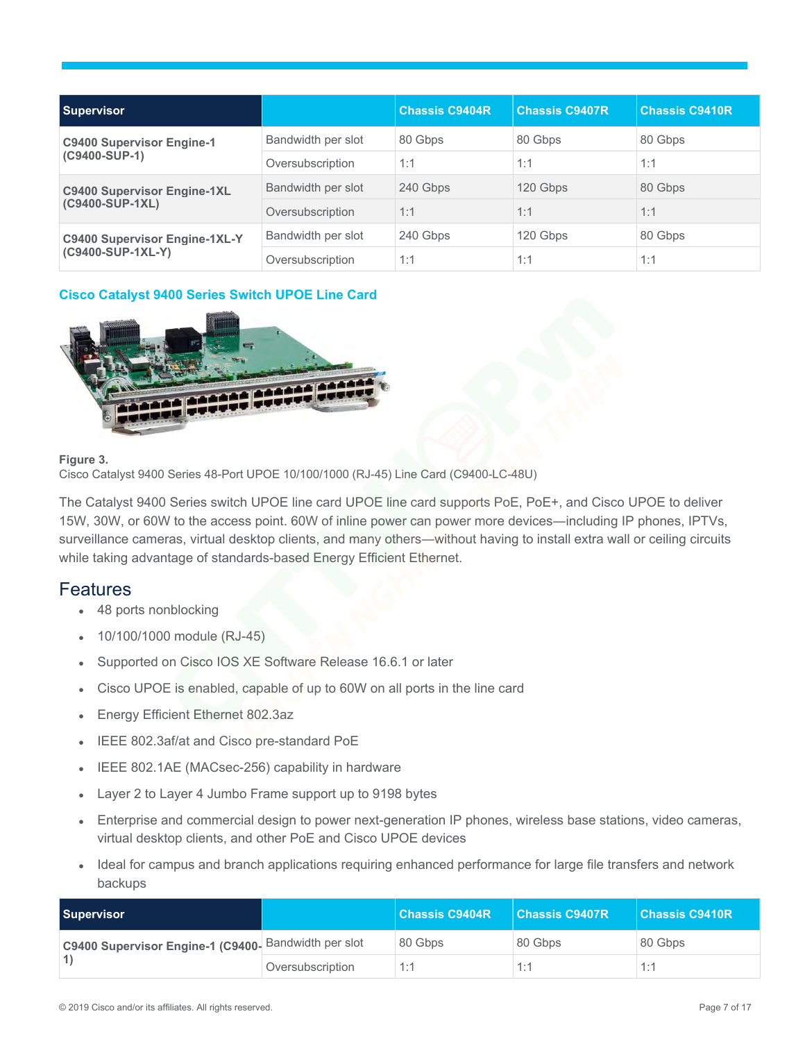| Supervisor | | Chassis C9404R | Chassis C9407R | Chassis C9410R |
|---|---|---|---|---|
| **C9400 Supervisor Engine-1 (C9400-SUP-1)** | Bandwidth per slot | 80 Gbps | 80 Gbps | 80 Gbps |
| | Oversubscription | 1:1 | 1:1 | 1:1 |
| **C9400 Supervisor Engine-1XL (C9400-SUP-1XL)** | Bandwidth per slot | 240 Gbps | 120 Gbps | 80 Gbps |
| | Oversubscription | 1:1 | 1:1 | 1:1 |
| **C9400 Supervisor Engine-1XL-Y (C9400-SUP-1XL-Y)** | Bandwidth per slot | 240 Gbps | 120 Gbps | 80 Gbps |
| | Oversubscription | 1:1 | 1:1 | 1:1 |

### Cisco Catalyst 9400 Series Switch UPOE Line Card

**Figure 3.**
Cisco Catalyst 9400 Series 48-Port UPOE 10/100/1000 (RJ-45) Line Card (C9400-LC-48U)

The Catalyst 9400 Series switch UPOE line card UPOE line card supports PoE, PoE+, and Cisco UPOE to deliver 15W, 30W, or 60W to the access point. 60W of inline power can power more devices—including IP phones, IPTVs, surveillance cameras, virtual desktop clients, and many others—without having to install extra wall or ceiling circuits while taking advantage of standards-based Energy Efficient Ethernet.

## Features

- 48 ports nonblocking
- 10/100/1000 module (RJ-45)
- Supported on Cisco IOS XE Software Release 16.6.1 or later
- Cisco UPOE is enabled, capable of up to 60W on all ports in the line card
- Energy Efficient Ethernet 802.3az
- IEEE 802.3af/at and Cisco pre-standard PoE
- IEEE 802.1AE (MACsec-256) capability in hardware
- Layer 2 to Layer 4 Jumbo Frame support up to 9198 bytes
- Enterprise and commercial design to power next-generation IP phones, wireless base stations, video cameras, virtual desktop clients, and other PoE and Cisco UPOE devices
- Ideal for campus and branch applications requiring enhanced performance for large file transfers and network backups

| Supervisor | | Chassis C9404R | Chassis C9407R | Chassis C9410R |
|---|---|---|---|---|
| **C9400 Supervisor Engine-1 (C9400-1)** | Bandwidth per slot | 80 Gbps | 80 Gbps | 80 Gbps |
| | Oversubscription | 1:1 | 1:1 | 1:1 |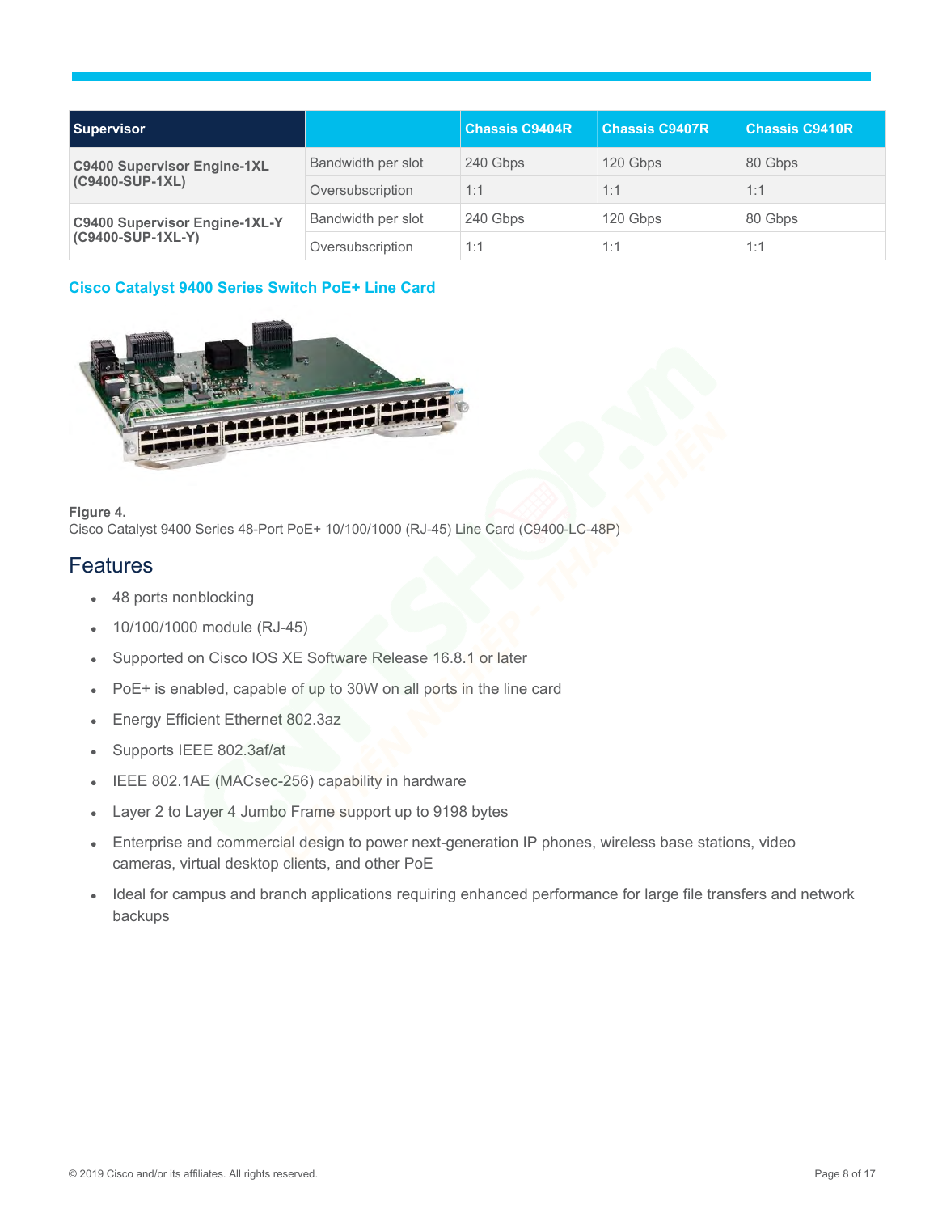| Supervisor | | Chassis C9404R | Chassis C9407R | Chassis C9410R |
|---|---|---|---|---|
| C9400 Supervisor Engine-1XL (C9400-SUP-1XL) | Bandwidth per slot | 240 Gbps | 120 Gbps | 80 Gbps |
| | Oversubscription | 1:1 | 1:1 | 1:1 |
| C9400 Supervisor Engine-1XL-Y (C9400-SUP-1XL-Y) | Bandwidth per slot | 240 Gbps | 120 Gbps | 80 Gbps |
| | Oversubscription | 1:1 | 1:1 | 1:1 |

### Cisco Catalyst 9400 Series Switch PoE+ Line Card

**Figure 4.**
Cisco Catalyst 9400 Series 48-Port PoE+ 10/100/1000 (RJ-45) Line Card (C9400-LC-48P)

## Features

- 48 ports nonblocking
- 10/100/1000 module (RJ-45)
- Supported on Cisco IOS XE Software Release 16.8.1 or later
- PoE+ is enabled, capable of up to 30W on all ports in the line card
- Energy Efficient Ethernet 802.3az
- Supports IEEE 802.3af/at
- IEEE 802.1AE (MACsec-256) capability in hardware
- Layer 2 to Layer 4 Jumbo Frame support up to 9198 bytes
- Enterprise and commercial design to power next-generation IP phones, wireless base stations, video cameras, virtual desktop clients, and other PoE
- Ideal for campus and branch applications requiring enhanced performance for large file transfers and network backups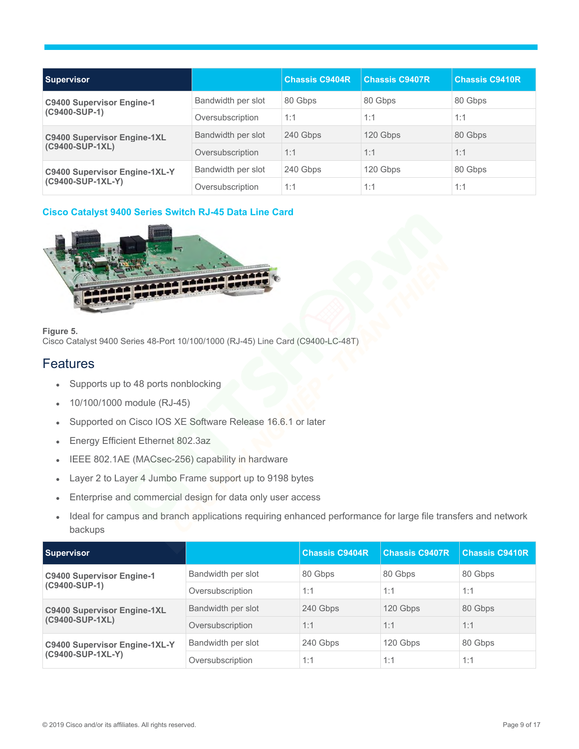| Supervisor | | Chassis C9404R | Chassis C9407R | Chassis C9410R |
|---|---|---|---|---|
| **C9400 Supervisor Engine-1 (C9400-SUP-1)** | Bandwidth per slot | 80 Gbps | 80 Gbps | 80 Gbps |
| | Oversubscription | 1:1 | 1:1 | 1:1 |
| **C9400 Supervisor Engine-1XL (C9400-SUP-1XL)** | Bandwidth per slot | 240 Gbps | 120 Gbps | 80 Gbps |
| | Oversubscription | 1:1 | 1:1 | 1:1 |
| **C9400 Supervisor Engine-1XL-Y (C9400-SUP-1XL-Y)** | Bandwidth per slot | 240 Gbps | 120 Gbps | 80 Gbps |
| | Oversubscription | 1:1 | 1:1 | 1:1 |

### Cisco Catalyst 9400 Series Switch RJ-45 Data Line Card

**Figure 5.**
Cisco Catalyst 9400 Series 48-Port 10/100/1000 (RJ-45) Line Card (C9400-LC-48T)

## Features

- Supports up to 48 ports nonblocking
- 10/100/1000 module (RJ-45)
- Supported on Cisco IOS XE Software Release 16.6.1 or later
- Energy Efficient Ethernet 802.3az
- IEEE 802.1AE (MACsec-256) capability in hardware
- Layer 2 to Layer 4 Jumbo Frame support up to 9198 bytes
- Enterprise and commercial design for data only user access
- Ideal for campus and branch applications requiring enhanced performance for large file transfers and network backups

| Supervisor | | Chassis C9404R | Chassis C9407R | Chassis C9410R |
|---|---|---|---|---|
| **C9400 Supervisor Engine-1 (C9400-SUP-1)** | Bandwidth per slot | 80 Gbps | 80 Gbps | 80 Gbps |
| | Oversubscription | 1:1 | 1:1 | 1:1 |
| **C9400 Supervisor Engine-1XL (C9400-SUP-1XL)** | Bandwidth per slot | 240 Gbps | 120 Gbps | 80 Gbps |
| | Oversubscription | 1:1 | 1:1 | 1:1 |
| **C9400 Supervisor Engine-1XL-Y (C9400-SUP-1XL-Y)** | Bandwidth per slot | 240 Gbps | 120 Gbps | 80 Gbps |
| | Oversubscription | 1:1 | 1:1 | 1:1 |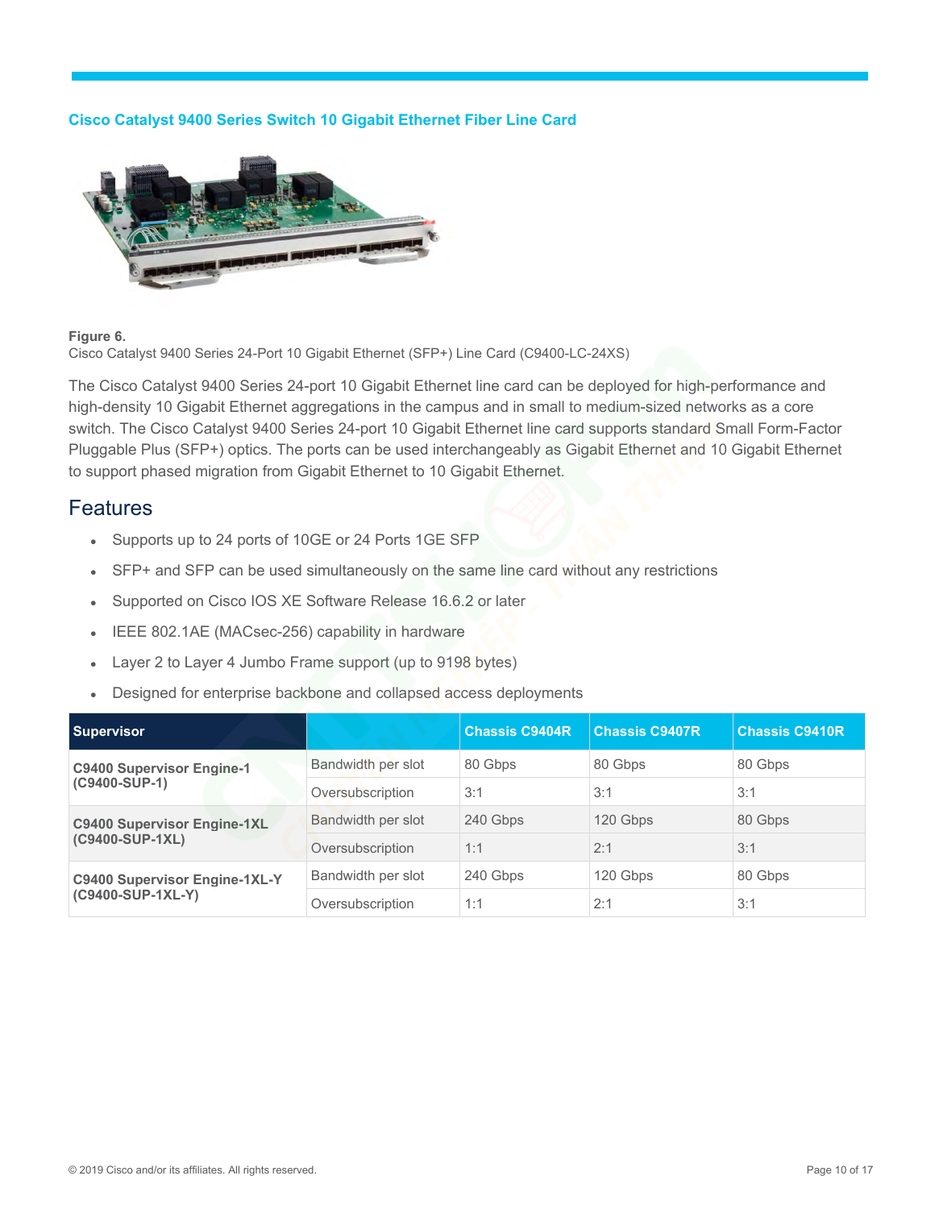## Cisco Catalyst 9400 Series Switch 10 Gigabit Ethernet Fiber Line Card

**Figure 6.**
Cisco Catalyst 9400 Series 24-Port 10 Gigabit Ethernet (SFP+) Line Card (C9400-LC-24XS)

The Cisco Catalyst 9400 Series 24-port 10 Gigabit Ethernet line card can be deployed for high-performance and high-density 10 Gigabit Ethernet aggregations in the campus and in small to medium-sized networks as a core switch. The Cisco Catalyst 9400 Series 24-port 10 Gigabit Ethernet line card supports standard Small Form-Factor Pluggable Plus (SFP+) optics. The ports can be used interchangeably as Gigabit Ethernet and 10 Gigabit Ethernet to support phased migration from Gigabit Ethernet to 10 Gigabit Ethernet.

## Features

- Supports up to 24 ports of 10GE or 24 Ports 1GE SFP
- SFP+ and SFP can be used simultaneously on the same line card without any restrictions
- Supported on Cisco IOS XE Software Release 16.6.2 or later
- IEEE 802.1AE (MACsec-256) capability in hardware
- Layer 2 to Layer 4 Jumbo Frame support (up to 9198 bytes)
- Designed for enterprise backbone and collapsed access deployments

| Supervisor | | Chassis C9404R | Chassis C9407R | Chassis C9410R |
|---|---|---|---|---|
| **C9400 Supervisor Engine-1 (C9400-SUP-1)** | Bandwidth per slot | 80 Gbps | 80 Gbps | 80 Gbps |
| | Oversubscription | 3:1 | 3:1 | 3:1 |
| **C9400 Supervisor Engine-1XL (C9400-SUP-1XL)** | Bandwidth per slot | 240 Gbps | 120 Gbps | 80 Gbps |
| | Oversubscription | 1:1 | 2:1 | 3:1 |
| **C9400 Supervisor Engine-1XL-Y (C9400-SUP-1XL-Y)** | Bandwidth per slot | 240 Gbps | 120 Gbps | 80 Gbps |
| | Oversubscription | 1:1 | 2:1 | 3:1 |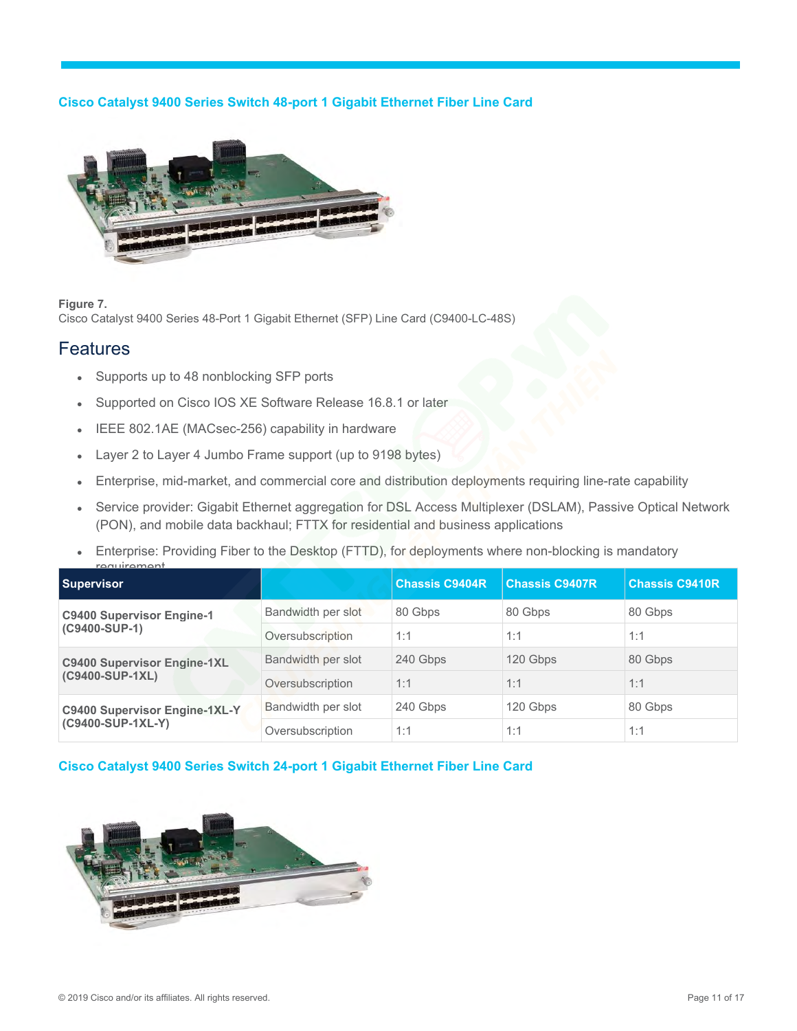### Cisco Catalyst 9400 Series Switch 48-port 1 Gigabit Ethernet Fiber Line Card

**Figure 7.**
Cisco Catalyst 9400 Series 48-Port 1 Gigabit Ethernet (SFP) Line Card (C9400-LC-48S)

## Features

- Supports up to 48 nonblocking SFP ports
- Supported on Cisco IOS XE Software Release 16.8.1 or later
- IEEE 802.1AE (MACsec-256) capability in hardware
- Layer 2 to Layer 4 Jumbo Frame support (up to 9198 bytes)
- Enterprise, mid-market, and commercial core and distribution deployments requiring line-rate capability
- Service provider: Gigabit Ethernet aggregation for DSL Access Multiplexer (DSLAM), Passive Optical Network (PON), and mobile data backhaul; FTTX for residential and business applications
- Enterprise: Providing Fiber to the Desktop (FTTD), for deployments where non-blocking is mandatory requirement

| Supervisor | | Chassis C9404R | Chassis C9407R | Chassis C9410R |
|---|---|---|---|---|
| **C9400 Supervisor Engine-1 (C9400-SUP-1)** | Bandwidth per slot | 80 Gbps | 80 Gbps | 80 Gbps |
| | Oversubscription | 1:1 | 1:1 | 1:1 |
| **C9400 Supervisor Engine-1XL (C9400-SUP-1XL)** | Bandwidth per slot | 240 Gbps | 120 Gbps | 80 Gbps |
| | Oversubscription | 1:1 | 1:1 | 1:1 |
| **C9400 Supervisor Engine-1XL-Y (C9400-SUP-1XL-Y)** | Bandwidth per slot | 240 Gbps | 120 Gbps | 80 Gbps |
| | Oversubscription | 1:1 | 1:1 | 1:1 |

### Cisco Catalyst 9400 Series Switch 24-port 1 Gigabit Ethernet Fiber Line Card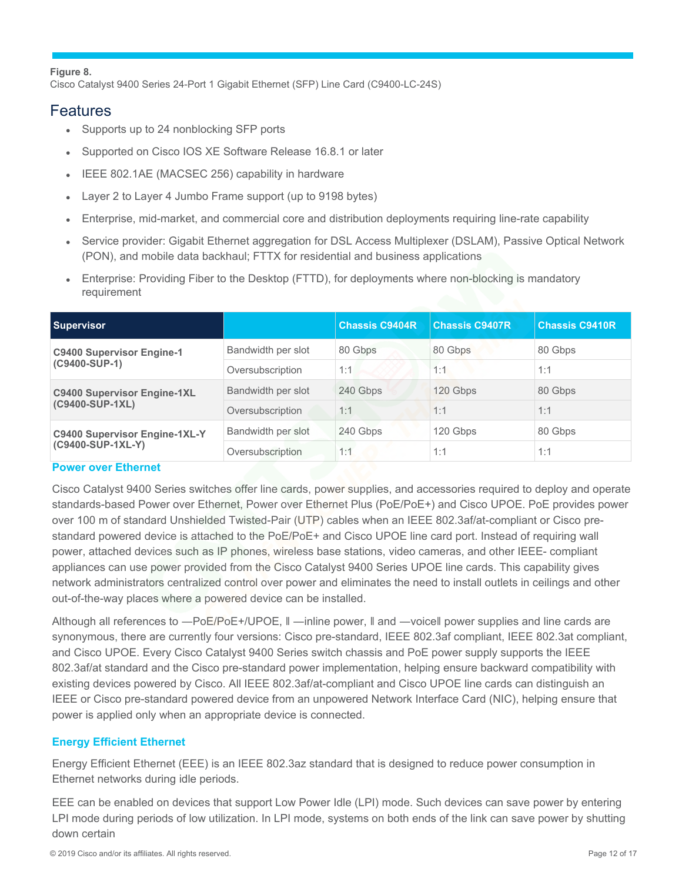**Figure 8.**
Cisco Catalyst 9400 Series 24-Port 1 Gigabit Ethernet (SFP) Line Card (C9400-LC-24S)

## Features

- Supports up to 24 nonblocking SFP ports
- Supported on Cisco IOS XE Software Release 16.8.1 or later
- IEEE 802.1AE (MACSEC 256) capability in hardware
- Layer 2 to Layer 4 Jumbo Frame support (up to 9198 bytes)
- Enterprise, mid-market, and commercial core and distribution deployments requiring line-rate capability
- Service provider: Gigabit Ethernet aggregation for DSL Access Multiplexer (DSLAM), Passive Optical Network (PON), and mobile data backhaul; FTTX for residential and business applications
- Enterprise: Providing Fiber to the Desktop (FTTD), for deployments where non-blocking is mandatory requirement

| Supervisor | | Chassis C9404R | Chassis C9407R | Chassis C9410R |
|---|---|---|---|---|
| **C9400 Supervisor Engine-1 (C9400-SUP-1)** | Bandwidth per slot | 80 Gbps | 80 Gbps | 80 Gbps |
| | Oversubscription | 1:1 | 1:1 | 1:1 |
| **C9400 Supervisor Engine-1XL (C9400-SUP-1XL)** | Bandwidth per slot | 240 Gbps | 120 Gbps | 80 Gbps |
| | Oversubscription | 1:1 | 1:1 | 1:1 |
| **C9400 Supervisor Engine-1XL-Y (C9400-SUP-1XL-Y)** | Bandwidth per slot | 240 Gbps | 120 Gbps | 80 Gbps |
| | Oversubscription | 1:1 | 1:1 | 1:1 |

### Power over Ethernet

Cisco Catalyst 9400 Series switches offer line cards, power supplies, and accessories required to deploy and operate standards-based Power over Ethernet, Power over Ethernet Plus (PoE/PoE+) and Cisco UPOE. PoE provides power over 100 m of standard Unshielded Twisted-Pair (UTP) cables when an IEEE 802.3af/at-compliant or Cisco pre-standard powered device is attached to the PoE/PoE+ and Cisco UPOE line card port. Instead of requiring wall power, attached devices such as IP phones, wireless base stations, video cameras, and other IEEE- compliant appliances can use power provided from the Cisco Catalyst 9400 Series UPOE line cards. This capability gives network administrators centralized control over power and eliminates the need to install outlets in ceilings and other out-of-the-way places where a powered device can be installed.

Although all references to ―PoE/PoE+/UPOE, ‖ ―inline power, ‖ and ―voice‖ power supplies and line cards are synonymous, there are currently four versions: Cisco pre-standard, IEEE 802.3af compliant, IEEE 802.3at compliant, and Cisco UPOE. Every Cisco Catalyst 9400 Series switch chassis and PoE power supply supports the IEEE 802.3af/at standard and the Cisco pre-standard power implementation, helping ensure backward compatibility with existing devices powered by Cisco. All IEEE 802.3af/at-compliant and Cisco UPOE line cards can distinguish an IEEE or Cisco pre-standard powered device from an unpowered Network Interface Card (NIC), helping ensure that power is applied only when an appropriate device is connected.

### Energy Efficient Ethernet

Energy Efficient Ethernet (EEE) is an IEEE 802.3az standard that is designed to reduce power consumption in Ethernet networks during idle periods.

EEE can be enabled on devices that support Low Power Idle (LPI) mode. Such devices can save power by entering LPI mode during periods of low utilization. In LPI mode, systems on both ends of the link can save power by shutting down certain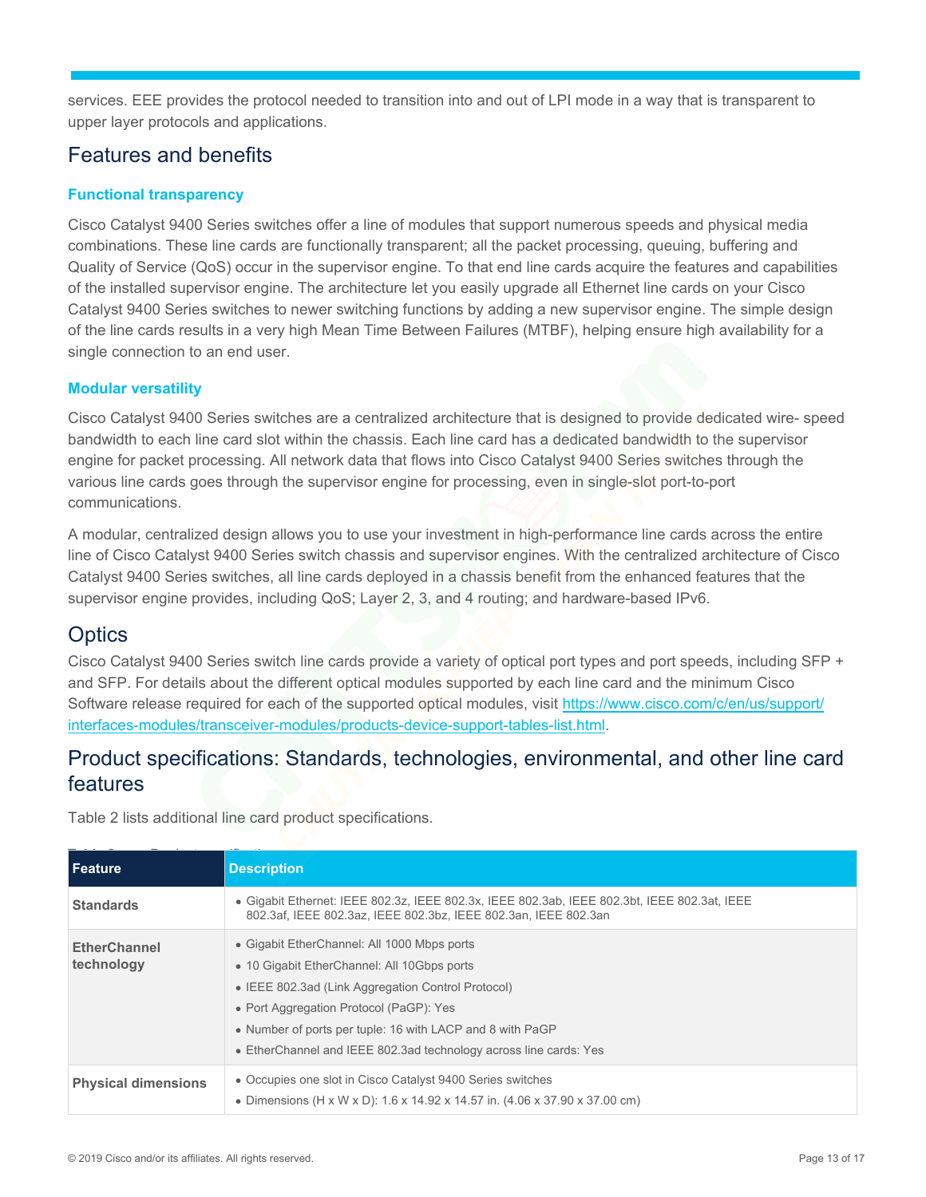services. EEE provides the protocol needed to transition into and out of LPI mode in a way that is transparent to upper layer protocols and applications.

## Features and benefits

### Functional transparency

Cisco Catalyst 9400 Series switches offer a line of modules that support numerous speeds and physical media combinations. These line cards are functionally transparent; all the packet processing, queuing, buffering and Quality of Service (QoS) occur in the supervisor engine. To that end line cards acquire the features and capabilities of the installed supervisor engine. The architecture let you easily upgrade all Ethernet line cards on your Cisco Catalyst 9400 Series switches to newer switching functions by adding a new supervisor engine. The simple design of the line cards results in a very high Mean Time Between Failures (MTBF), helping ensure high availability for a single connection to an end user.

### Modular versatility

Cisco Catalyst 9400 Series switches are a centralized architecture that is designed to provide dedicated wire- speed bandwidth to each line card slot within the chassis. Each line card has a dedicated bandwidth to the supervisor engine for packet processing. All network data that flows into Cisco Catalyst 9400 Series switches through the various line cards goes through the supervisor engine for processing, even in single-slot port-to-port communications.

A modular, centralized design allows you to use your investment in high-performance line cards across the entire line of Cisco Catalyst 9400 Series switch chassis and supervisor engines. With the centralized architecture of Cisco Catalyst 9400 Series switches, all line cards deployed in a chassis benefit from the enhanced features that the supervisor engine provides, including QoS; Layer 2, 3, and 4 routing; and hardware-based IPv6.

## Optics

Cisco Catalyst 9400 Series switch line cards provide a variety of optical port types and port speeds, including SFP + and SFP. For details about the different optical modules supported by each line card and the minimum Cisco Software release required for each of the supported optical modules, visit [https://www.cisco.com/c/en/us/support/interfaces-modules/transceiver-modules/products-device-support-tables-list.html](https://www.cisco.com/c/en/us/support/interfaces-modules/transceiver-modules/products-device-support-tables-list.html).

## Product specifications: Standards, technologies, environmental, and other line card features

Table 2 lists additional line card product specifications.

Table 2. Product specifications

| Feature | Description |
|---|---|
| **Standards** | • Gigabit Ethernet: IEEE 802.3z, IEEE 802.3x, IEEE 802.3ab, IEEE 802.3bt, IEEE 802.3at, IEEE 802.3af, IEEE 802.3az, IEEE 802.3bz, IEEE 802.3an, IEEE 802.3an |
| **EtherChannel technology** | • Gigabit EtherChannel: All 1000 Mbps ports<br>• 10 Gigabit EtherChannel: All 10Gbps ports<br>• IEEE 802.3ad (Link Aggregation Control Protocol)<br>• Port Aggregation Protocol (PaGP): Yes<br>• Number of ports per tuple: 16 with LACP and 8 with PaGP<br>• EtherChannel and IEEE 802.3ad technology across line cards: Yes |
| **Physical dimensions** | • Occupies one slot in Cisco Catalyst 9400 Series switches<br>• Dimensions (H x W x D): 1.6 x 14.92 x 14.57 in. (4.06 x 37.90 x 37.00 cm) |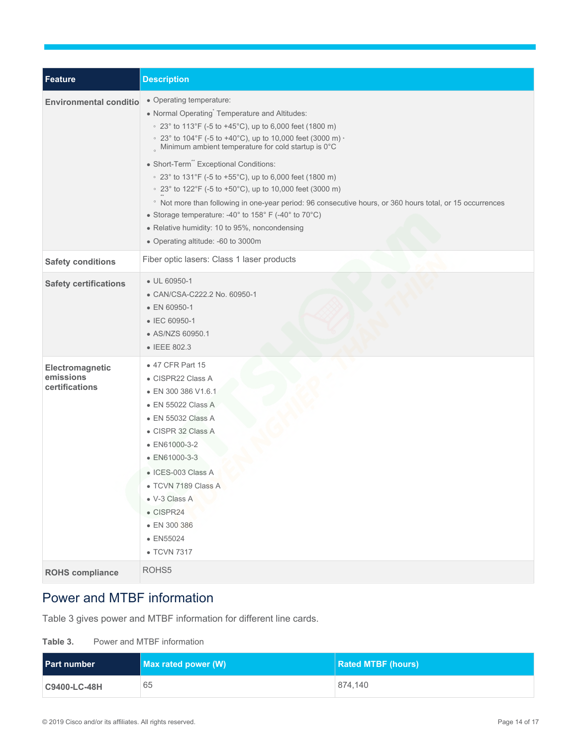| Feature | Description |
|---|---|
| Environmental conditio | • Operating temperature:<br>• Normal Operating* Temperature and Altitudes:<br>◦ 23° to 113°F (-5 to +45°C), up to 6,000 feet (1800 m)<br>◦ 23° to 104°F (-5 to +40°C), up to 10,000 feet (3000 m) •<br>◦ Minimum ambient temperature for cold startup is 0°C<br>• Short-Term** Exceptional Conditions:<br>◦ 23° to 131°F (-5 to +55°C), up to 6,000 feet (1800 m)<br>◦ 23° to 122°F (-5 to +50°C), up to 10,000 feet (3000 m)<br>◦ ** Not more than following in one-year period: 96 consecutive hours, or 360 hours total, or 15 occurrences<br>• Storage temperature: -40° to 158° F (-40° to 70°C)<br>• Relative humidity: 10 to 95%, noncondensing<br>• Operating altitude: -60 to 3000m |
| Safety conditions | Fiber optic lasers: Class 1 laser products |
| Safety certifications | • UL 60950-1<br>• CAN/CSA-C222.2 No. 60950-1<br>• EN 60950-1<br>• IEC 60950-1<br>• AS/NZS 60950.1<br>• IEEE 802.3 |
| Electromagnetic emissions certifications | • 47 CFR Part 15<br>• CISPR22 Class A<br>• EN 300 386 V1.6.1<br>• EN 55022 Class A<br>• EN 55032 Class A<br>• CISPR 32 Class A<br>• EN61000-3-2<br>• EN61000-3-3<br>• ICES-003 Class A<br>• TCVN 7189 Class A<br>• V-3 Class A<br>• CISPR24<br>• EN 300 386<br>• EN55024<br>• TCVN 7317 |
| ROHS compliance | ROHS5 |

## Power and MTBF information

Table 3 gives power and MTBF information for different line cards.

**Table 3.** Power and MTBF information

| Part number | Max rated power (W) | Rated MTBF (hours) |
|---|---|---|
| C9400-LC-48H | 65 | 874,140 |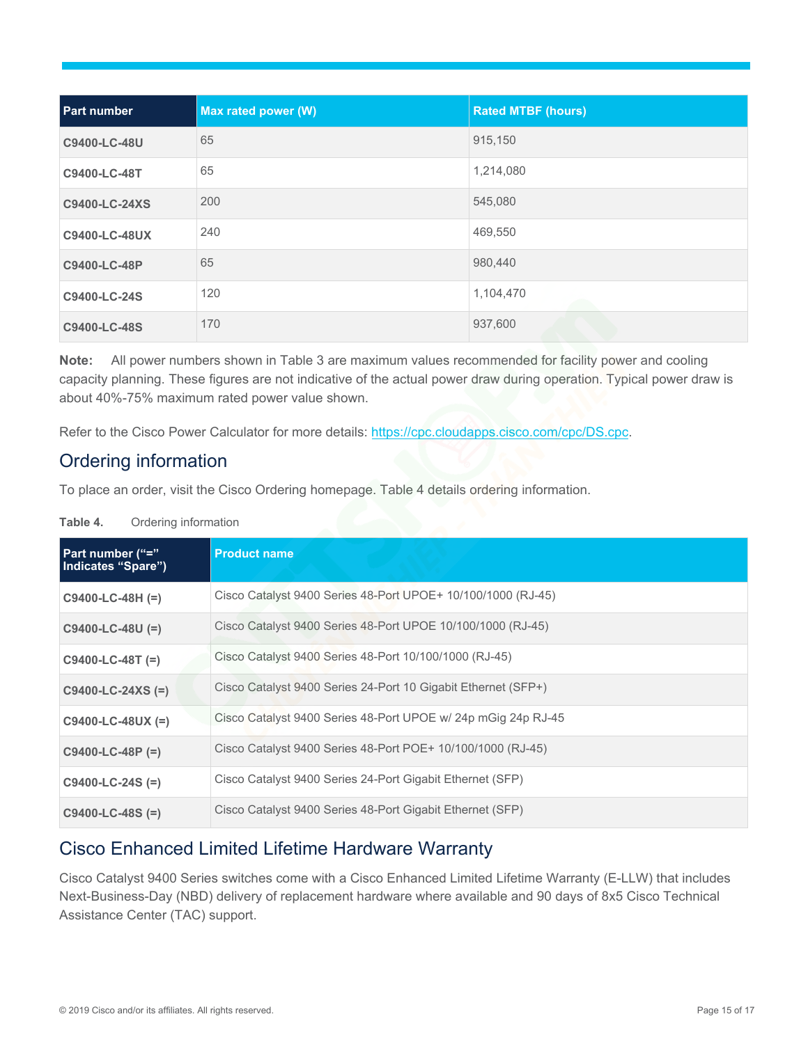| Part number | Max rated power (W) | Rated MTBF (hours) |
| --- | --- | --- |
| **C9400-LC-48U** | 65 | 915,150 |
| **C9400-LC-48T** | 65 | 1,214,080 |
| **C9400-LC-24XS** | 200 | 545,080 |
| **C9400-LC-48UX** | 240 | 469,550 |
| **C9400-LC-48P** | 65 | 980,440 |
| **C9400-LC-24S** | 120 | 1,104,470 |
| **C9400-LC-48S** | 170 | 937,600 |

**Note:** All power numbers shown in Table 3 are maximum values recommended for facility power and cooling capacity planning. These figures are not indicative of the actual power draw during operation. Typical power draw is about 40%-75% maximum rated power value shown.

Refer to the Cisco Power Calculator for more details: https://cpc.cloudapps.cisco.com/cpc/DS.cpc.

## Ordering information

To place an order, visit the Cisco Ordering homepage. Table 4 details ordering information.

**Table 4.** Ordering information

| Part number ("=" Indicates "Spare") | Product name |
| --- | --- |
| **C9400-LC-48H (=)** | Cisco Catalyst 9400 Series 48-Port UPOE+ 10/100/1000 (RJ-45) |
| **C9400-LC-48U (=)** | Cisco Catalyst 9400 Series 48-Port UPOE 10/100/1000 (RJ-45) |
| **C9400-LC-48T (=)** | Cisco Catalyst 9400 Series 48-Port 10/100/1000 (RJ-45) |
| **C9400-LC-24XS (=)** | Cisco Catalyst 9400 Series 24-Port 10 Gigabit Ethernet (SFP+) |
| **C9400-LC-48UX (=)** | Cisco Catalyst 9400 Series 48-Port UPOE w/ 24p mGig 24p RJ-45 |
| **C9400-LC-48P (=)** | Cisco Catalyst 9400 Series 48-Port POE+ 10/100/1000 (RJ-45) |
| **C9400-LC-24S (=)** | Cisco Catalyst 9400 Series 24-Port Gigabit Ethernet (SFP) |
| **C9400-LC-48S (=)** | Cisco Catalyst 9400 Series 48-Port Gigabit Ethernet (SFP) |

## Cisco Enhanced Limited Lifetime Hardware Warranty

Cisco Catalyst 9400 Series switches come with a Cisco Enhanced Limited Lifetime Warranty (E-LLW) that includes Next-Business-Day (NBD) delivery of replacement hardware where available and 90 days of 8x5 Cisco Technical Assistance Center (TAC) support.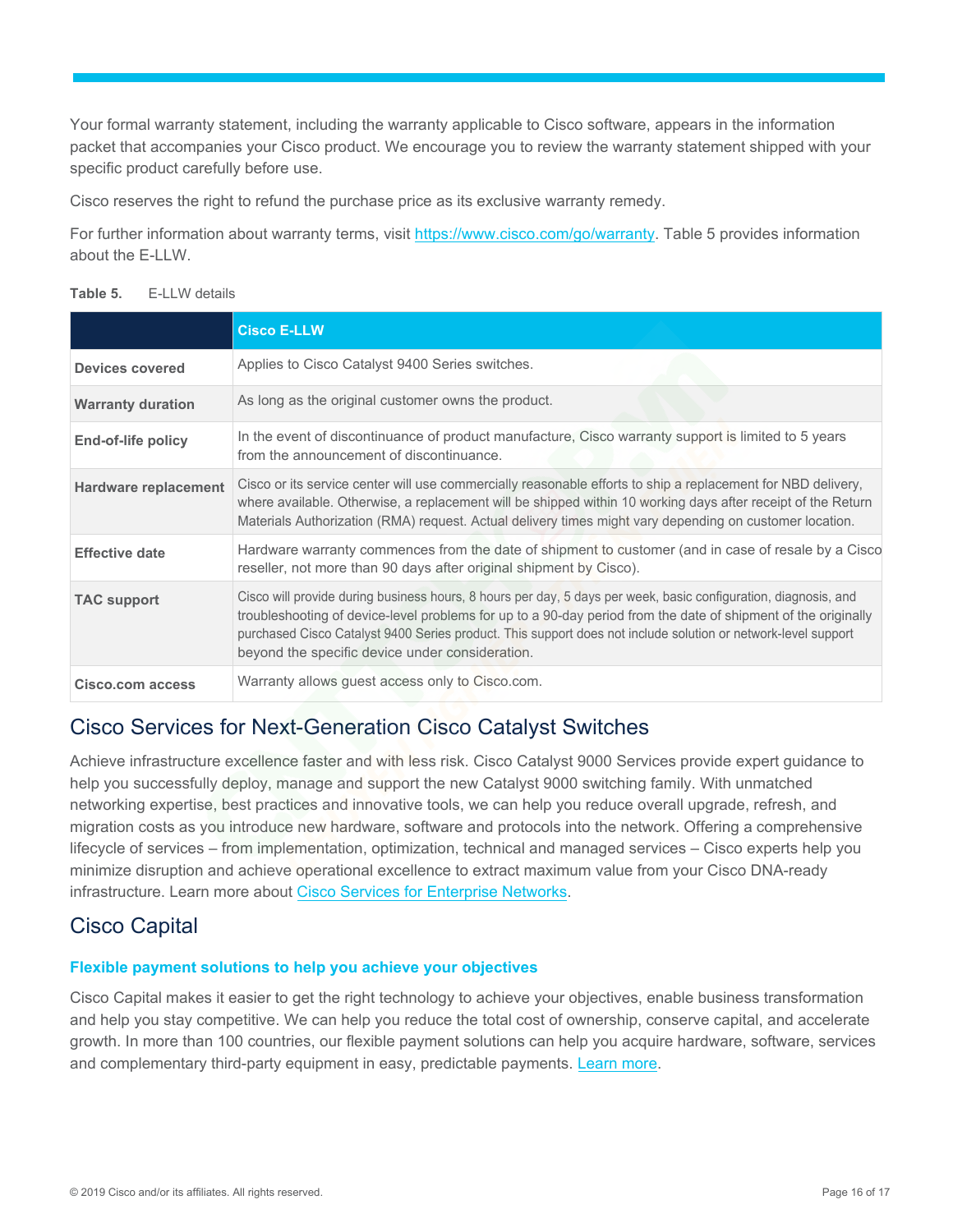Your formal warranty statement, including the warranty applicable to Cisco software, appears in the information packet that accompanies your Cisco product. We encourage you to review the warranty statement shipped with your specific product carefully before use.

Cisco reserves the right to refund the purchase price as its exclusive warranty remedy.

For further information about warranty terms, visit https://www.cisco.com/go/warranty. Table 5 provides information about the E-LLW.

**Table 5.** E-LLW details

| | Cisco E-LLW |
|---|---|
| **Devices covered** | Applies to Cisco Catalyst 9400 Series switches. |
| **Warranty duration** | As long as the original customer owns the product. |
| **End-of-life policy** | In the event of discontinuance of product manufacture, Cisco warranty support is limited to 5 years from the announcement of discontinuance. |
| **Hardware replacement** | Cisco or its service center will use commercially reasonable efforts to ship a replacement for NBD delivery, where available. Otherwise, a replacement will be shipped within 10 working days after receipt of the Return Materials Authorization (RMA) request. Actual delivery times might vary depending on customer location. |
| **Effective date** | Hardware warranty commences from the date of shipment to customer (and in case of resale by a Cisco reseller, not more than 90 days after original shipment by Cisco). |
| **TAC support** | Cisco will provide during business hours, 8 hours per day, 5 days per week, basic configuration, diagnosis, and troubleshooting of device-level problems for up to a 90-day period from the date of shipment of the originally purchased Cisco Catalyst 9400 Series product. This support does not include solution or network-level support beyond the specific device under consideration. |
| **Cisco.com access** | Warranty allows guest access only to Cisco.com. |

## Cisco Services for Next-Generation Cisco Catalyst Switches

Achieve infrastructure excellence faster and with less risk. Cisco Catalyst 9000 Services provide expert guidance to help you successfully deploy, manage and support the new Catalyst 9000 switching family. With unmatched networking expertise, best practices and innovative tools, we can help you reduce overall upgrade, refresh, and migration costs as you introduce new hardware, software and protocols into the network. Offering a comprehensive lifecycle of services – from implementation, optimization, technical and managed services – Cisco experts help you minimize disruption and achieve operational excellence to extract maximum value from your Cisco DNA-ready infrastructure. Learn more about Cisco Services for Enterprise Networks.

## Cisco Capital

### Flexible payment solutions to help you achieve your objectives

Cisco Capital makes it easier to get the right technology to achieve your objectives, enable business transformation and help you stay competitive. We can help you reduce the total cost of ownership, conserve capital, and accelerate growth. In more than 100 countries, our flexible payment solutions can help you acquire hardware, software, services and complementary third-party equipment in easy, predictable payments. Learn more.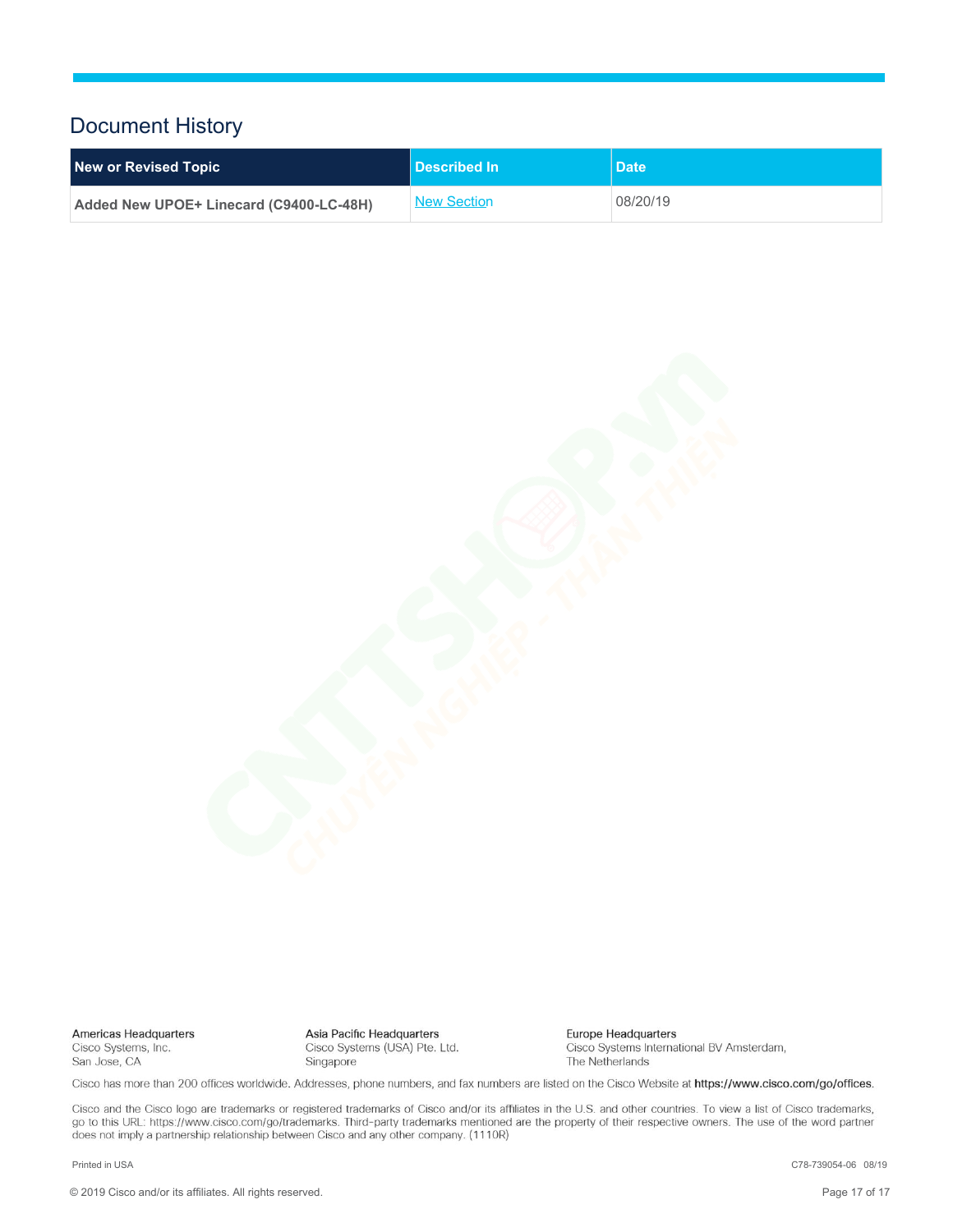## Document History

| New or Revised Topic | Described In | Date |
| --- | --- | --- |
| **Added New UPOE+ Linecard (C9400-LC-48H)** | New Section | 08/20/19 |

Americas Headquarters
Cisco Systems, Inc.
San Jose, CA

Asia Pacific Headquarters
Cisco Systems (USA) Pte. Ltd.
Singapore

Europe Headquarters
Cisco Systems International BV Amsterdam,
The Netherlands

Cisco has more than 200 offices worldwide. Addresses, phone numbers, and fax numbers are listed on the Cisco Website at **https://www.cisco.com/go/offices**.

Cisco and the Cisco logo are trademarks or registered trademarks of Cisco and/or its affiliates in the U.S. and other countries. To view a list of Cisco trademarks, go to this URL: https://www.cisco.com/go/trademarks. Third-party trademarks mentioned are the property of their respective owners. The use of the word partner does not imply a partnership relationship between Cisco and any other company. (1110R)

Printed in USA

C78-739054-06 08/19

© 2019 Cisco and/or its affiliates. All rights reserved.